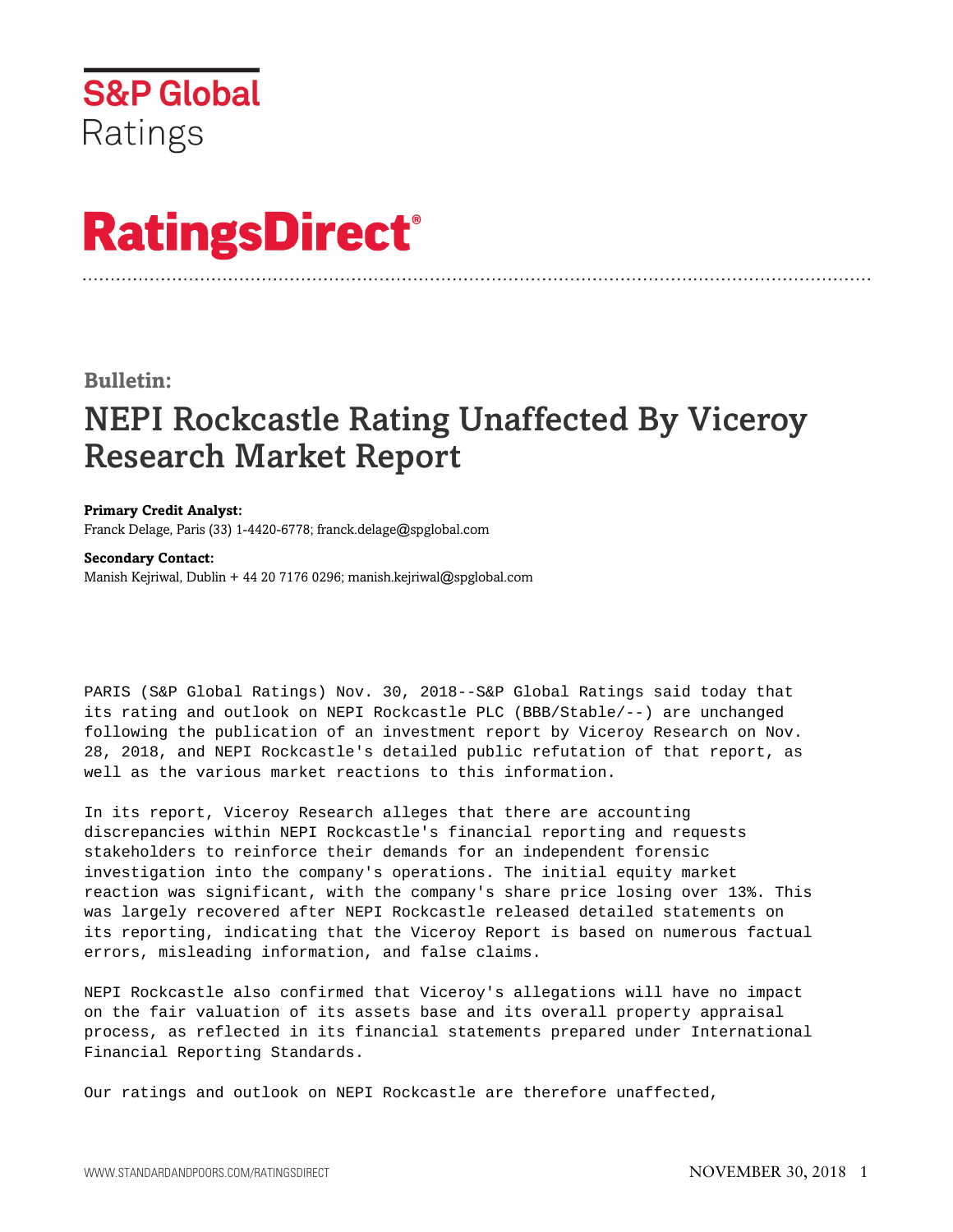S&P Global
Ratings

# RatingsDirect®

**Bulletin:**

## NEPI Rockcastle Rating Unaffected By Viceroy Research Market Report

**Primary Credit Analyst:**
Franck Delage, Paris (33) 1-4420-6778; franck.delage@spglobal.com

**Secondary Contact:**
Manish Kejriwal, Dublin + 44 20 7176 0296; manish.kejriwal@spglobal.com

PARIS (S&P Global Ratings) Nov. 30, 2018--S&P Global Ratings said today that its rating and outlook on NEPI Rockcastle PLC (BBB/Stable/--) are unchanged following the publication of an investment report by Viceroy Research on Nov. 28, 2018, and NEPI Rockcastle's detailed public refutation of that report, as well as the various market reactions to this information.

In its report, Viceroy Research alleges that there are accounting discrepancies within NEPI Rockcastle's financial reporting and requests stakeholders to reinforce their demands for an independent forensic investigation into the company's operations. The initial equity market reaction was significant, with the company's share price losing over 13%. This was largely recovered after NEPI Rockcastle released detailed statements on its reporting, indicating that the Viceroy Report is based on numerous factual errors, misleading information, and false claims.

NEPI Rockcastle also confirmed that Viceroy's allegations will have no impact on the fair valuation of its assets base and its overall property appraisal process, as reflected in its financial statements prepared under International Financial Reporting Standards.

Our ratings and outlook on NEPI Rockcastle are therefore unaffected,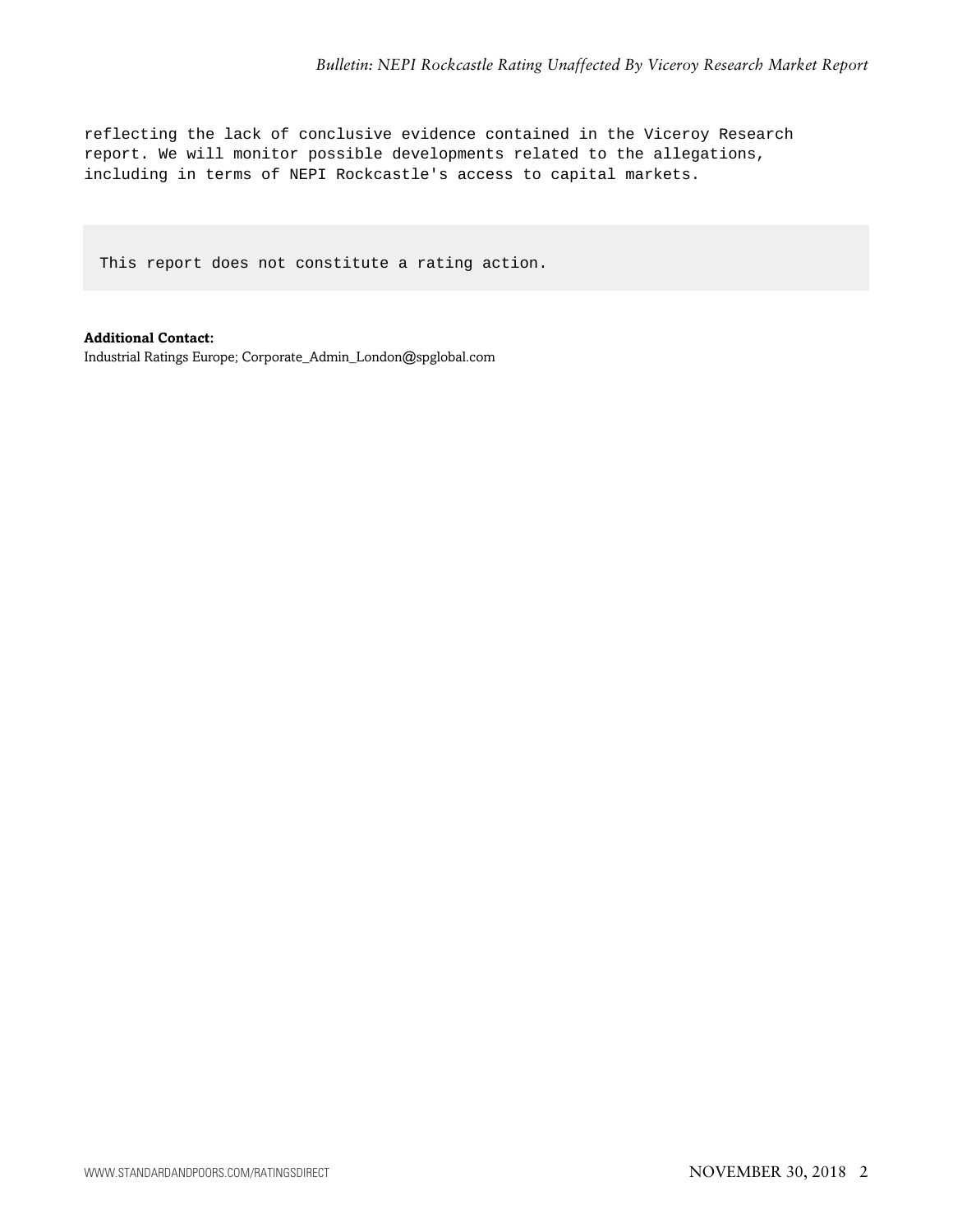reflecting the lack of conclusive evidence contained in the Viceroy Research report. We will monitor possible developments related to the allegations, including in terms of NEPI Rockcastle's access to capital markets.

This report does not constitute a rating action.

**Additional Contact:**
Industrial Ratings Europe; Corporate_Admin_London@spglobal.com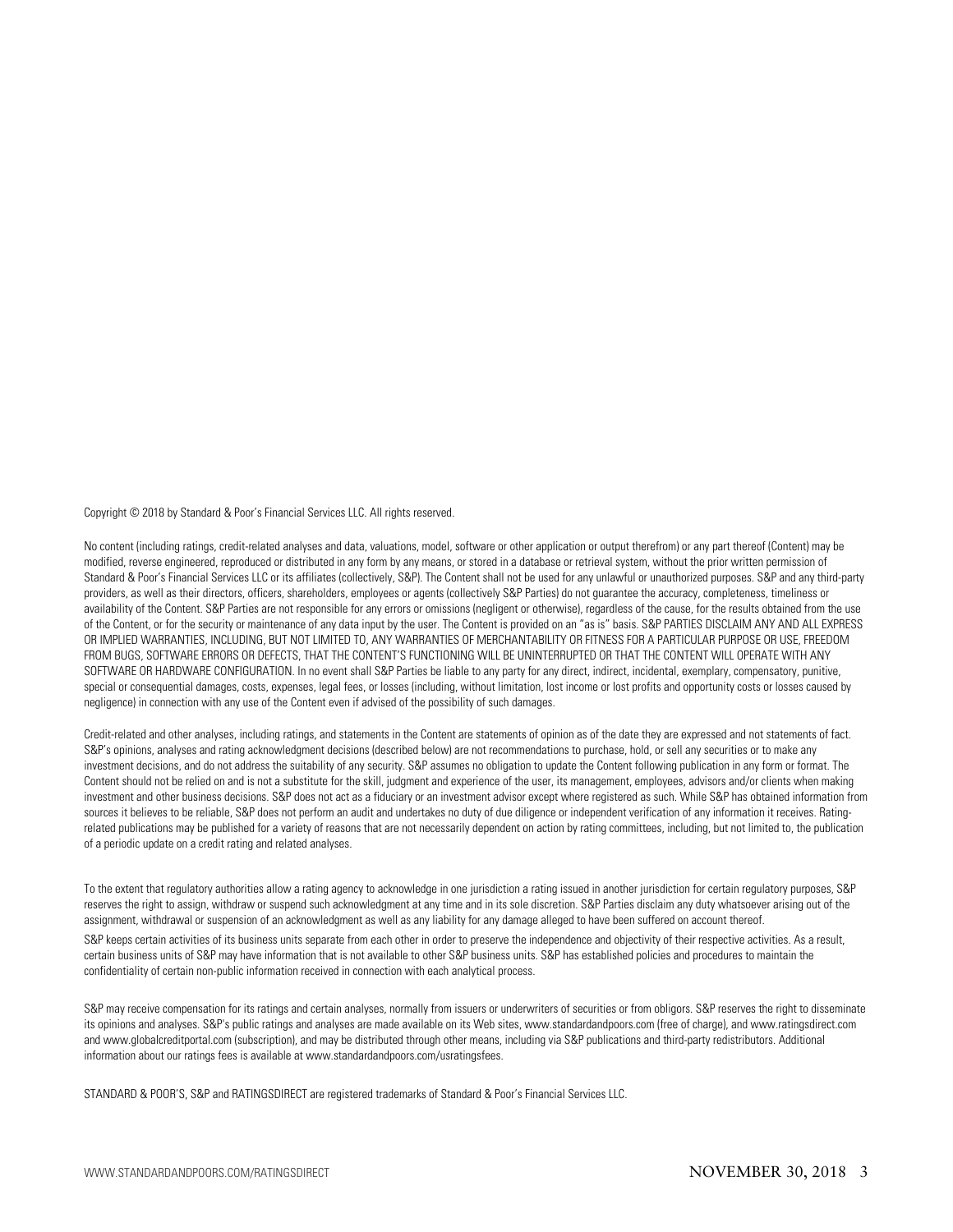Copyright © 2018 by Standard & Poor's Financial Services LLC. All rights reserved.

No content (including ratings, credit-related analyses and data, valuations, model, software or other application or output therefrom) or any part thereof (Content) may be modified, reverse engineered, reproduced or distributed in any form by any means, or stored in a database or retrieval system, without the prior written permission of Standard & Poor's Financial Services LLC or its affiliates (collectively, S&P). The Content shall not be used for any unlawful or unauthorized purposes. S&P and any third-party providers, as well as their directors, officers, shareholders, employees or agents (collectively S&P Parties) do not guarantee the accuracy, completeness, timeliness or availability of the Content. S&P Parties are not responsible for any errors or omissions (negligent or otherwise), regardless of the cause, for the results obtained from the use of the Content, or for the security or maintenance of any data input by the user. The Content is provided on an "as is" basis. S&P PARTIES DISCLAIM ANY AND ALL EXPRESS OR IMPLIED WARRANTIES, INCLUDING, BUT NOT LIMITED TO, ANY WARRANTIES OF MERCHANTABILITY OR FITNESS FOR A PARTICULAR PURPOSE OR USE, FREEDOM FROM BUGS, SOFTWARE ERRORS OR DEFECTS, THAT THE CONTENT'S FUNCTIONING WILL BE UNINTERRUPTED OR THAT THE CONTENT WILL OPERATE WITH ANY SOFTWARE OR HARDWARE CONFIGURATION. In no event shall S&P Parties be liable to any party for any direct, indirect, incidental, exemplary, compensatory, punitive, special or consequential damages, costs, expenses, legal fees, or losses (including, without limitation, lost income or lost profits and opportunity costs or losses caused by negligence) in connection with any use of the Content even if advised of the possibility of such damages.

Credit-related and other analyses, including ratings, and statements in the Content are statements of opinion as of the date they are expressed and not statements of fact. S&P's opinions, analyses and rating acknowledgment decisions (described below) are not recommendations to purchase, hold, or sell any securities or to make any investment decisions, and do not address the suitability of any security. S&P assumes no obligation to update the Content following publication in any form or format. The Content should not be relied on and is not a substitute for the skill, judgment and experience of the user, its management, employees, advisors and/or clients when making investment and other business decisions. S&P does not act as a fiduciary or an investment advisor except where registered as such. While S&P has obtained information from sources it believes to be reliable, S&P does not perform an audit and undertakes no duty of due diligence or independent verification of any information it receives. Rating-related publications may be published for a variety of reasons that are not necessarily dependent on action by rating committees, including, but not limited to, the publication of a periodic update on a credit rating and related analyses.

To the extent that regulatory authorities allow a rating agency to acknowledge in one jurisdiction a rating issued in another jurisdiction for certain regulatory purposes, S&P reserves the right to assign, withdraw or suspend such acknowledgment at any time and in its sole discretion. S&P Parties disclaim any duty whatsoever arising out of the assignment, withdrawal or suspension of an acknowledgment as well as any liability for any damage alleged to have been suffered on account thereof.

S&P keeps certain activities of its business units separate from each other in order to preserve the independence and objectivity of their respective activities. As a result, certain business units of S&P may have information that is not available to other S&P business units. S&P has established policies and procedures to maintain the confidentiality of certain non-public information received in connection with each analytical process.

S&P may receive compensation for its ratings and certain analyses, normally from issuers or underwriters of securities or from obligors. S&P reserves the right to disseminate its opinions and analyses. S&P's public ratings and analyses are made available on its Web sites, www.standardandpoors.com (free of charge), and www.ratingsdirect.com and www.globalcreditportal.com (subscription), and may be distributed through other means, including via S&P publications and third-party redistributors. Additional information about our ratings fees is available at www.standardandpoors.com/usratingsfees.

STANDARD & POOR'S, S&P and RATINGSDIRECT are registered trademarks of Standard & Poor's Financial Services LLC.